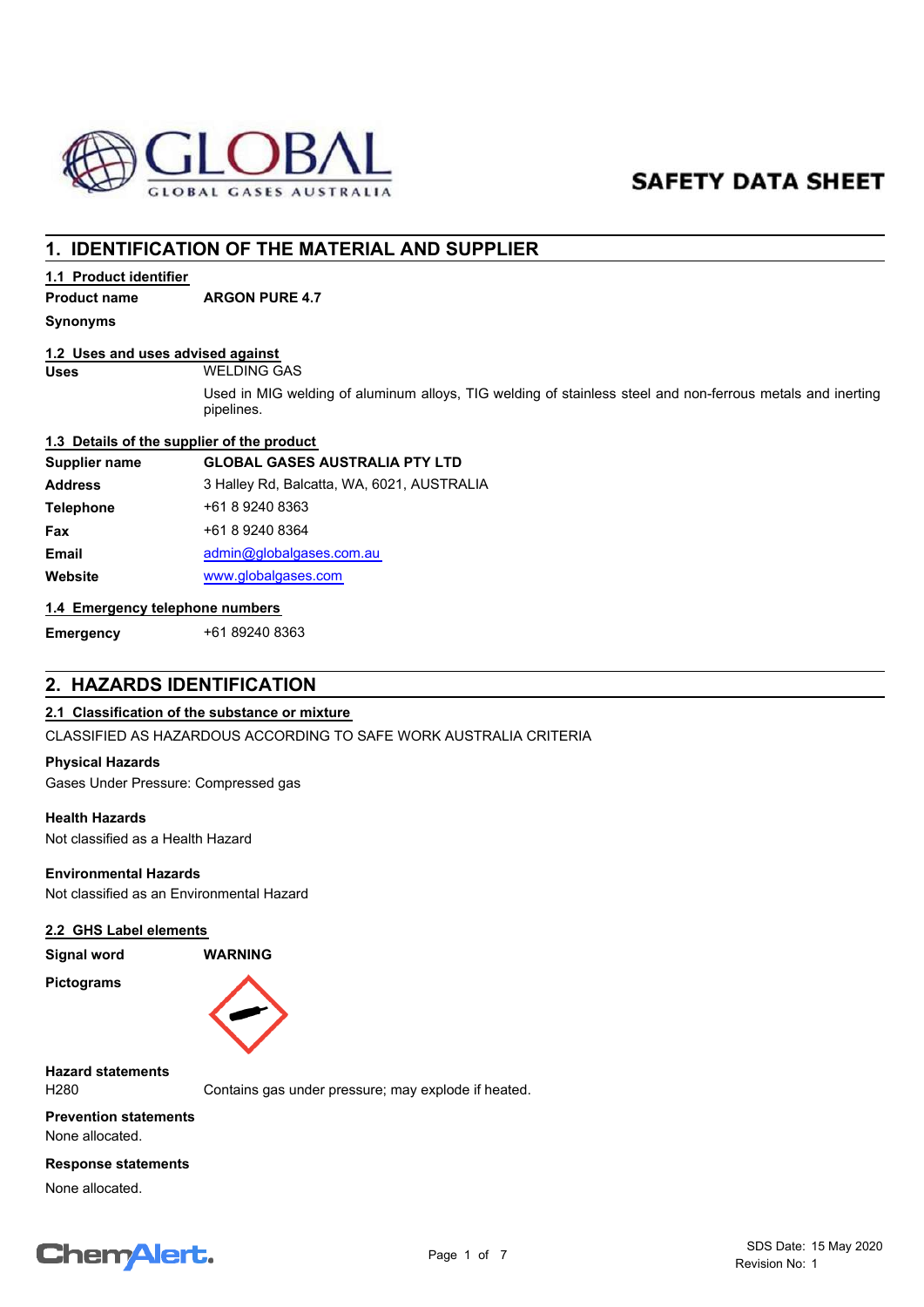# SAFETY DATA SHEET

## 1. IDENTIFICATION OF THE MATERIAL AND SUPPLIER

### 1.1 Product identifier

**Product name** ARGON PURE 4.7

**Synonyms**

### 1.2 Uses and uses advised against

**Uses** WELDING GAS

Used in MIG welding of aluminum alloys, TIG welding of stainless steel and non-ferrous metals and inerting pipelines.

### 1.3 Details of the supplier of the product

| | |
|---|---|
| **Supplier name** | **GLOBAL GASES AUSTRALIA PTY LTD** |
| **Address** | 3 Halley Rd, Balcatta, WA, 6021, AUSTRALIA |
| **Telephone** | +61 8 9240 8363 |
| **Fax** | +61 8 9240 8364 |
| **Email** | admin@globalgases.com.au |
| **Website** | www.globalgases.com |

### 1.4 Emergency telephone numbers

**Emergency** +61 89240 8363

## 2. HAZARDS IDENTIFICATION

### 2.1 Classification of the substance or mixture

CLASSIFIED AS HAZARDOUS ACCORDING TO SAFE WORK AUSTRALIA CRITERIA

**Physical Hazards**

Gases Under Pressure: Compressed gas

**Health Hazards**

Not classified as a Health Hazard

**Environmental Hazards**

Not classified as an Environmental Hazard

### 2.2 GHS Label elements

**Signal word** **WARNING**

**Pictograms**

**Hazard statements**

H280 Contains gas under pressure; may explode if heated.

**Prevention statements**

None allocated.

**Response statements**

None allocated.

SDS Date: 15 May 2020
Revision No: 1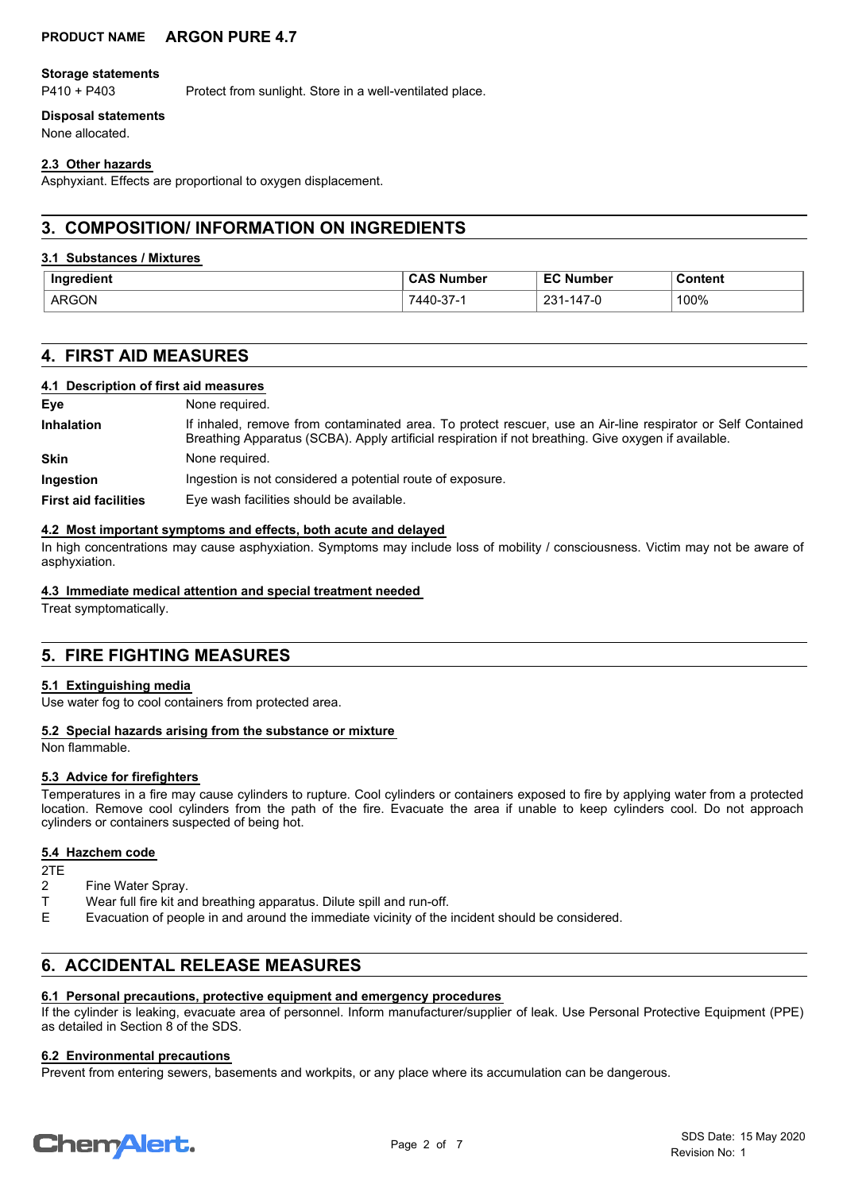**Storage statements**

P410 + P403 Protect from sunlight. Store in a well-ventilated place.

**Disposal statements**

None allocated.

### 2.3 Other hazards

Asphyxiant. Effects are proportional to oxygen displacement.

## 3. COMPOSITION/ INFORMATION ON INGREDIENTS

### 3.1 Substances / Mixtures

| Ingredient | CAS Number | EC Number | Content |
|---|---|---|---|
| ARGON | 7440-37-1 | 231-147-0 | 100% |

## 4. FIRST AID MEASURES

### 4.1 Description of first aid measures

**Eye** None required.

**Inhalation** If inhaled, remove from contaminated area. To protect rescuer, use an Air-line respirator or Self Contained Breathing Apparatus (SCBA). Apply artificial respiration if not breathing. Give oxygen if available.

**Skin** None required.

**Ingestion** Ingestion is not considered a potential route of exposure.

**First aid facilities** Eye wash facilities should be available.

### 4.2 Most important symptoms and effects, both acute and delayed

In high concentrations may cause asphyxiation. Symptoms may include loss of mobility / consciousness. Victim may not be aware of asphyxiation.

### 4.3 Immediate medical attention and special treatment needed

Treat symptomatically.

## 5. FIRE FIGHTING MEASURES

### 5.1 Extinguishing media

Use water fog to cool containers from protected area.

### 5.2 Special hazards arising from the substance or mixture

Non flammable.

### 5.3 Advice for firefighters

Temperatures in a fire may cause cylinders to rupture. Cool cylinders or containers exposed to fire by applying water from a protected location. Remove cool cylinders from the path of the fire. Evacuate the area if unable to keep cylinders cool. Do not approach cylinders or containers suspected of being hot.

### 5.4 Hazchem code

2TE

2 Fine Water Spray.

T Wear full fire kit and breathing apparatus. Dilute spill and run-off.

E Evacuation of people in and around the immediate vicinity of the incident should be considered.

## 6. ACCIDENTAL RELEASE MEASURES

### 6.1 Personal precautions, protective equipment and emergency procedures

If the cylinder is leaking, evacuate area of personnel. Inform manufacturer/supplier of leak. Use Personal Protective Equipment (PPE) as detailed in Section 8 of the SDS.

### 6.2 Environmental precautions

Prevent from entering sewers, basements and workpits, or any place where its accumulation can be dangerous.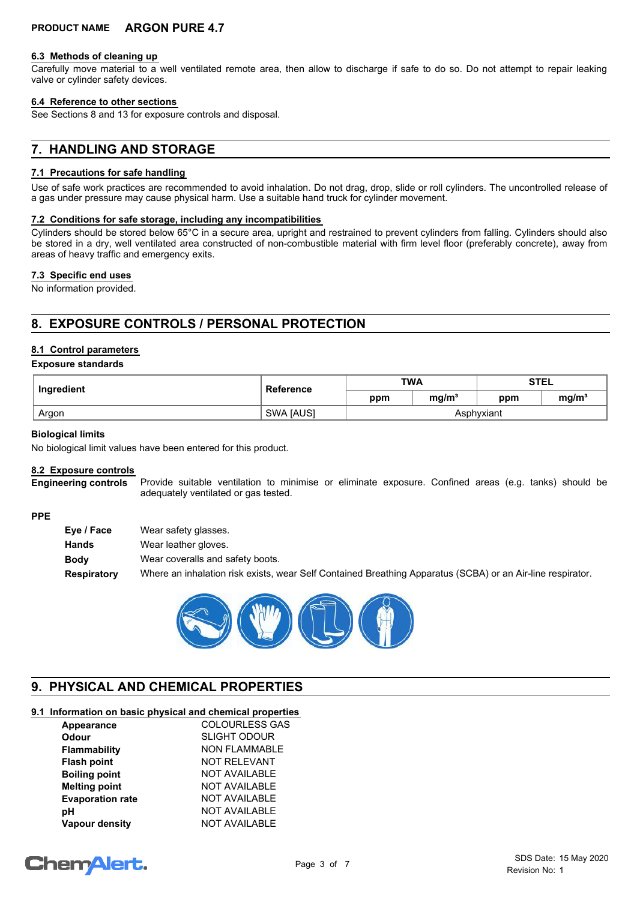**PRODUCT NAME** **ARGON PURE 4.7**

### 6.3 Methods of cleaning up

Carefully move material to a well ventilated remote area, then allow to discharge if safe to do so. Do not attempt to repair leaking valve or cylinder safety devices.

### 6.4 Reference to other sections

See Sections 8 and 13 for exposure controls and disposal.

## 7. HANDLING AND STORAGE

### 7.1 Precautions for safe handling

Use of safe work practices are recommended to avoid inhalation. Do not drag, drop, slide or roll cylinders. The uncontrolled release of a gas under pressure may cause physical harm. Use a suitable hand truck for cylinder movement.

### 7.2 Conditions for safe storage, including any incompatibilities

Cylinders should be stored below 65°C in a secure area, upright and restrained to prevent cylinders from falling. Cylinders should also be stored in a dry, well ventilated area constructed of non-combustible material with firm level floor (preferably concrete), away from areas of heavy traffic and emergency exits.

### 7.3 Specific end uses

No information provided.

## 8. EXPOSURE CONTROLS / PERSONAL PROTECTION

### 8.1 Control parameters

**Exposure standards**

| Ingredient | Reference | TWA | | STEL | |
|---|---|---|---|---|---|
| | | ppm | mg/m³ | ppm | mg/m³ |
| Argon | SWA [AUS] | Asphyxiant | | | |

**Biological limits**

No biological limit values have been entered for this product.

### 8.2 Exposure controls

**Engineering controls** Provide suitable ventilation to minimise or eliminate exposure. Confined areas (e.g. tanks) should be adequately ventilated or gas tested.

**PPE**

- **Eye / Face** Wear safety glasses.
- **Hands** Wear leather gloves.
- **Body** Wear coveralls and safety boots.
- **Respiratory** Where an inhalation risk exists, wear Self Contained Breathing Apparatus (SCBA) or an Air-line respirator.

## 9. PHYSICAL AND CHEMICAL PROPERTIES

### 9.1 Information on basic physical and chemical properties

| | |
|---|---|
| **Appearance** | COLOURLESS GAS |
| **Odour** | SLIGHT ODOUR |
| **Flammability** | NON FLAMMABLE |
| **Flash point** | NOT RELEVANT |
| **Boiling point** | NOT AVAILABLE |
| **Melting point** | NOT AVAILABLE |
| **Evaporation rate** | NOT AVAILABLE |
| **pH** | NOT AVAILABLE |
| **Vapour density** | NOT AVAILABLE |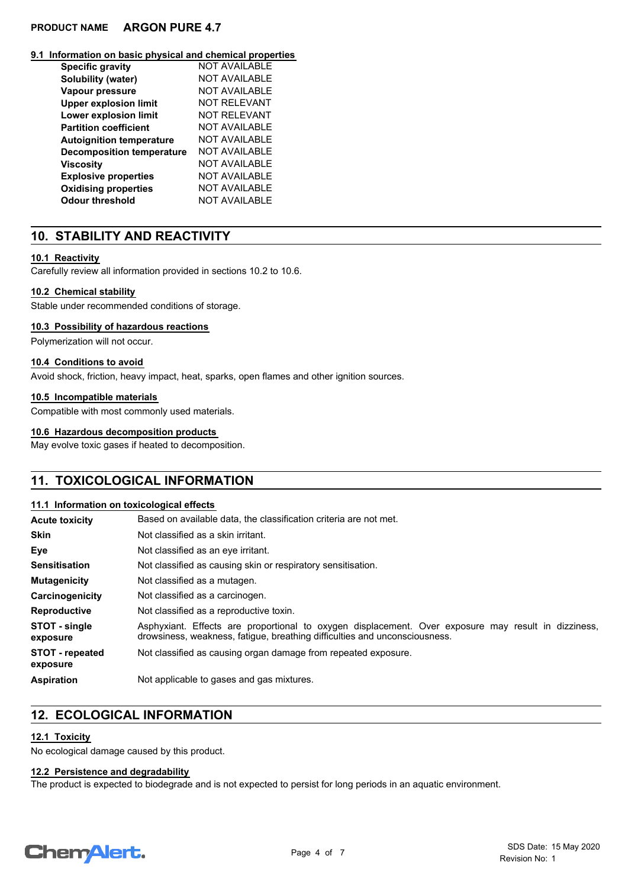### 9.1 Information on basic physical and chemical properties

| | |
|---|---|
| **Specific gravity** | NOT AVAILABLE |
| **Solubility (water)** | NOT AVAILABLE |
| **Vapour pressure** | NOT AVAILABLE |
| **Upper explosion limit** | NOT RELEVANT |
| **Lower explosion limit** | NOT RELEVANT |
| **Partition coefficient** | NOT AVAILABLE |
| **Autoignition temperature** | NOT AVAILABLE |
| **Decomposition temperature** | NOT AVAILABLE |
| **Viscosity** | NOT AVAILABLE |
| **Explosive properties** | NOT AVAILABLE |
| **Oxidising properties** | NOT AVAILABLE |
| **Odour threshold** | NOT AVAILABLE |

## 10. STABILITY AND REACTIVITY

### 10.1 Reactivity

Carefully review all information provided in sections 10.2 to 10.6.

### 10.2 Chemical stability

Stable under recommended conditions of storage.

### 10.3 Possibility of hazardous reactions

Polymerization will not occur.

### 10.4 Conditions to avoid

Avoid shock, friction, heavy impact, heat, sparks, open flames and other ignition sources.

### 10.5 Incompatible materials

Compatible with most commonly used materials.

### 10.6 Hazardous decomposition products

May evolve toxic gases if heated to decomposition.

## 11. TOXICOLOGICAL INFORMATION

### 11.1 Information on toxicological effects

| | |
|---|---|
| **Acute toxicity** | Based on available data, the classification criteria are not met. |
| **Skin** | Not classified as a skin irritant. |
| **Eye** | Not classified as an eye irritant. |
| **Sensitisation** | Not classified as causing skin or respiratory sensitisation. |
| **Mutagenicity** | Not classified as a mutagen. |
| **Carcinogenicity** | Not classified as a carcinogen. |
| **Reproductive** | Not classified as a reproductive toxin. |
| **STOT - single exposure** | Asphyxiant. Effects are proportional to oxygen displacement. Over exposure may result in dizziness, drowsiness, weakness, fatigue, breathing difficulties and unconsciousness. |
| **STOT - repeated exposure** | Not classified as causing organ damage from repeated exposure. |
| **Aspiration** | Not applicable to gases and gas mixtures. |

## 12. ECOLOGICAL INFORMATION

### 12.1 Toxicity

No ecological damage caused by this product.

### 12.2 Persistence and degradability

The product is expected to biodegrade and is not expected to persist for long periods in an aquatic environment.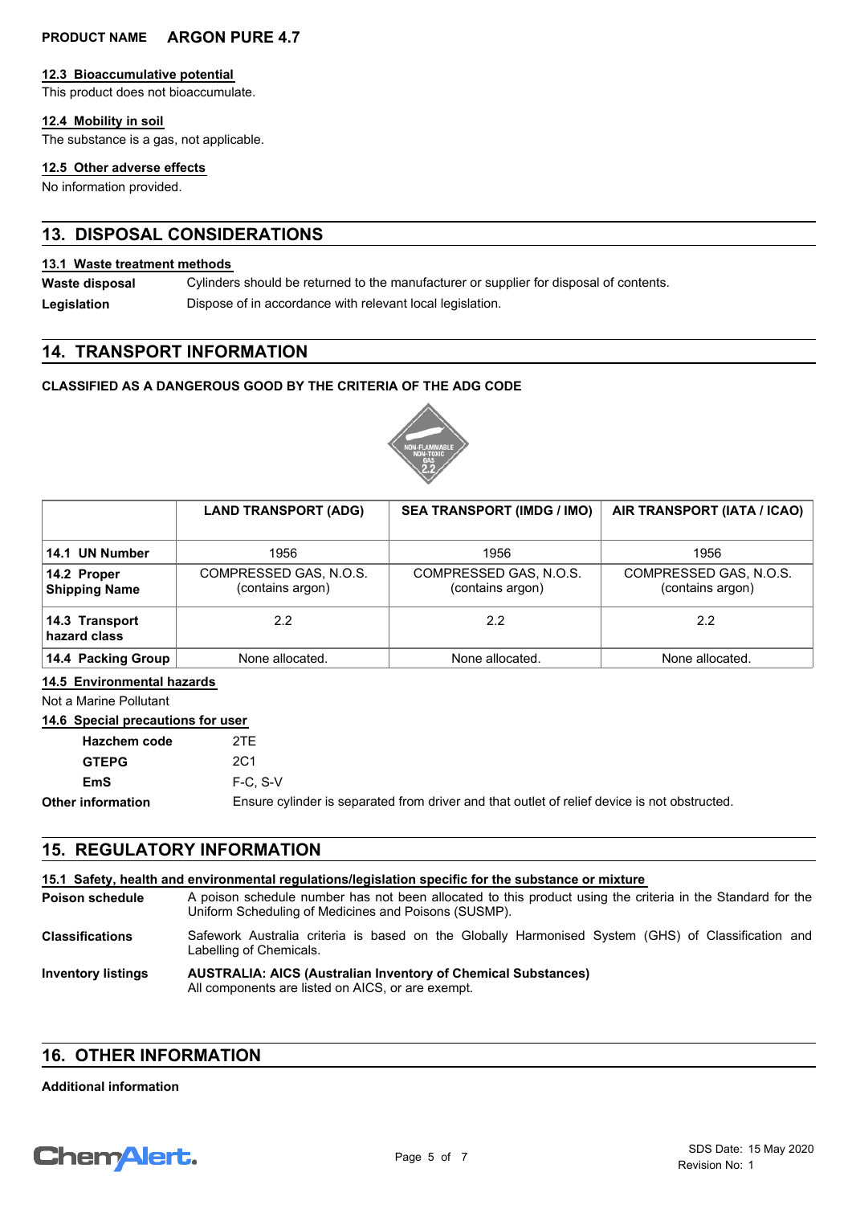### 12.3 Bioaccumulative potential

This product does not bioaccumulate.

### 12.4 Mobility in soil

The substance is a gas, not applicable.

### 12.5 Other adverse effects

No information provided.

## 13. DISPOSAL CONSIDERATIONS

### 13.1 Waste treatment methods

**Waste disposal** Cylinders should be returned to the manufacturer or supplier for disposal of contents.

**Legislation** Dispose of in accordance with relevant local legislation.

## 14. TRANSPORT INFORMATION

**CLASSIFIED AS A DANGEROUS GOOD BY THE CRITERIA OF THE ADG CODE**

| | LAND TRANSPORT (ADG) | SEA TRANSPORT (IMDG / IMO) | AIR TRANSPORT (IATA / ICAO) |
|---|---|---|---|
| **14.1 UN Number** | 1956 | 1956 | 1956 |
| **14.2 Proper Shipping Name** | COMPRESSED GAS, N.O.S. (contains argon) | COMPRESSED GAS, N.O.S. (contains argon) | COMPRESSED GAS, N.O.S. (contains argon) |
| **14.3 Transport hazard class** | 2.2 | 2.2 | 2.2 |
| **14.4 Packing Group** | None allocated. | None allocated. | None allocated. |

### 14.5 Environmental hazards

Not a Marine Pollutant

### 14.6 Special precautions for user

**Hazchem code** 2TE

**GTEPG** 2C1

**EmS** F-C, S-V

**Other information** Ensure cylinder is separated from driver and that outlet of relief device is not obstructed.

## 15. REGULATORY INFORMATION

### 15.1 Safety, health and environmental regulations/legislation specific for the substance or mixture

**Poison schedule** A poison schedule number has not been allocated to this product using the criteria in the Standard for the Uniform Scheduling of Medicines and Poisons (SUSMP).

**Classifications** Safework Australia criteria is based on the Globally Harmonised System (GHS) of Classification and Labelling of Chemicals.

**Inventory listings** **AUSTRALIA: AICS (Australian Inventory of Chemical Substances)**
All components are listed on AICS, or are exempt.

## 16. OTHER INFORMATION

**Additional information**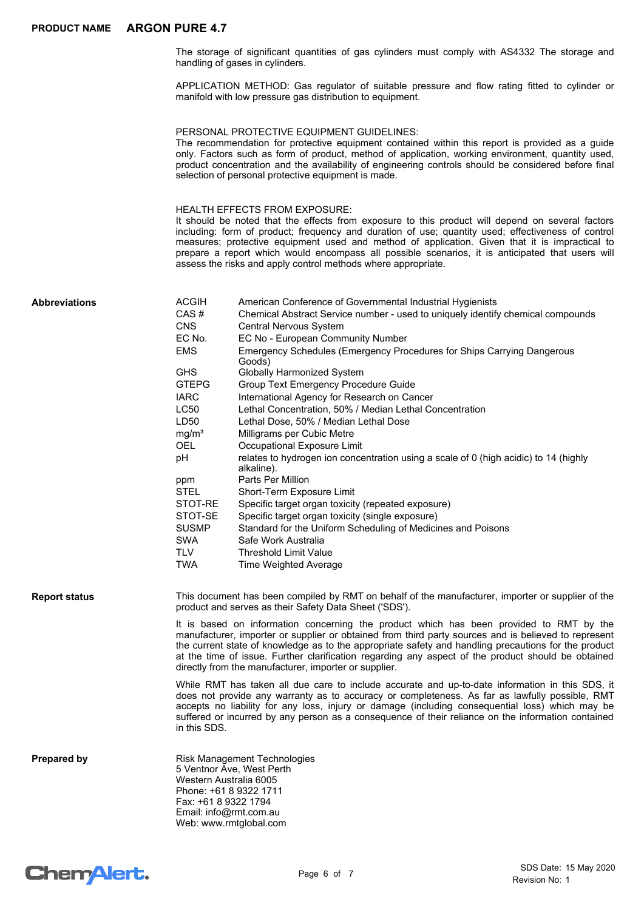The storage of significant quantities of gas cylinders must comply with AS4332 The storage and handling of gases in cylinders.

APPLICATION METHOD: Gas regulator of suitable pressure and flow rating fitted to cylinder or manifold with low pressure gas distribution to equipment.

PERSONAL PROTECTIVE EQUIPMENT GUIDELINES:
The recommendation for protective equipment contained within this report is provided as a guide only. Factors such as form of product, method of application, working environment, quantity used, product concentration and the availability of engineering controls should be considered before final selection of personal protective equipment is made.

HEALTH EFFECTS FROM EXPOSURE:
It should be noted that the effects from exposure to this product will depend on several factors including: form of product; frequency and duration of use; quantity used; effectiveness of control measures; protective equipment used and method of application. Given that it is impractical to prepare a report which would encompass all possible scenarios, it is anticipated that users will assess the risks and apply control methods where appropriate.

**Abbreviations**

| | |
|---|---|
| ACGIH | American Conference of Governmental Industrial Hygienists |
| CAS # | Chemical Abstract Service number - used to uniquely identify chemical compounds |
| CNS | Central Nervous System |
| EC No. | EC No - European Community Number |
| EMS | Emergency Schedules (Emergency Procedures for Ships Carrying Dangerous Goods) |
| GHS | Globally Harmonized System |
| GTEPG | Group Text Emergency Procedure Guide |
| IARC | International Agency for Research on Cancer |
| LC50 | Lethal Concentration, 50% / Median Lethal Concentration |
| LD50 | Lethal Dose, 50% / Median Lethal Dose |
| $mg/m^3$ | Milligrams per Cubic Metre |
| OEL | Occupational Exposure Limit |
| pH | relates to hydrogen ion concentration using a scale of 0 (high acidic) to 14 (highly alkaline). |
| ppm | Parts Per Million |
| STEL | Short-Term Exposure Limit |
| STOT-RE | Specific target organ toxicity (repeated exposure) |
| STOT-SE | Specific target organ toxicity (single exposure) |
| SUSMP | Standard for the Uniform Scheduling of Medicines and Poisons |
| SWA | Safe Work Australia |
| TLV | Threshold Limit Value |
| TWA | Time Weighted Average |

**Report status**

This document has been compiled by RMT on behalf of the manufacturer, importer or supplier of the product and serves as their Safety Data Sheet ('SDS').

It is based on information concerning the product which has been provided to RMT by the manufacturer, importer or supplier or obtained from third party sources and is believed to represent the current state of knowledge as to the appropriate safety and handling precautions for the product at the time of issue. Further clarification regarding any aspect of the product should be obtained directly from the manufacturer, importer or supplier.

While RMT has taken all due care to include accurate and up-to-date information in this SDS, it does not provide any warranty as to accuracy or completeness. As far as lawfully possible, RMT accepts no liability for any loss, injury or damage (including consequential loss) which may be suffered or incurred by any person as a consequence of their reliance on the information contained in this SDS.

**Prepared by**

Risk Management Technologies
5 Ventnor Ave, West Perth
Western Australia 6005
Phone: +61 8 9322 1711
Fax: +61 8 9322 1794
Email: info@rmt.com.au
Web: www.rmtglobal.com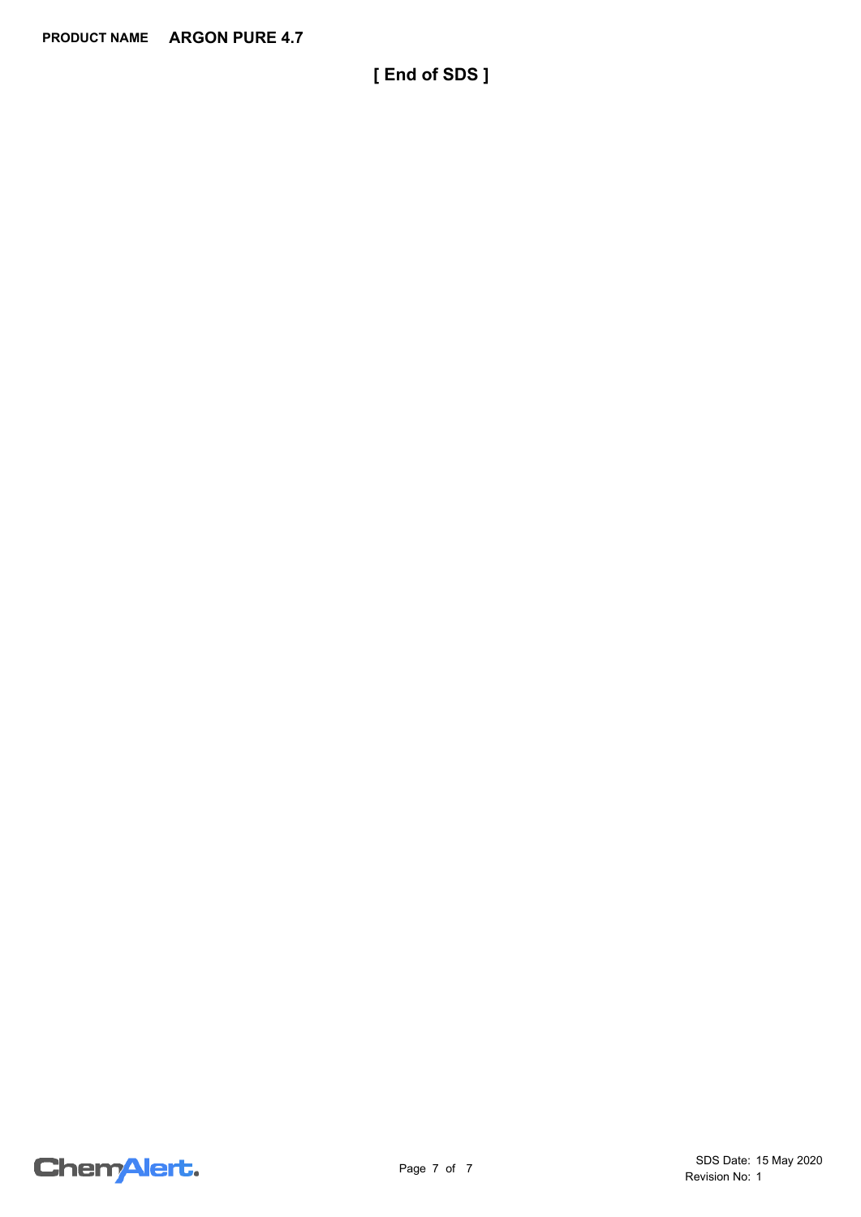**[ End of SDS ]**